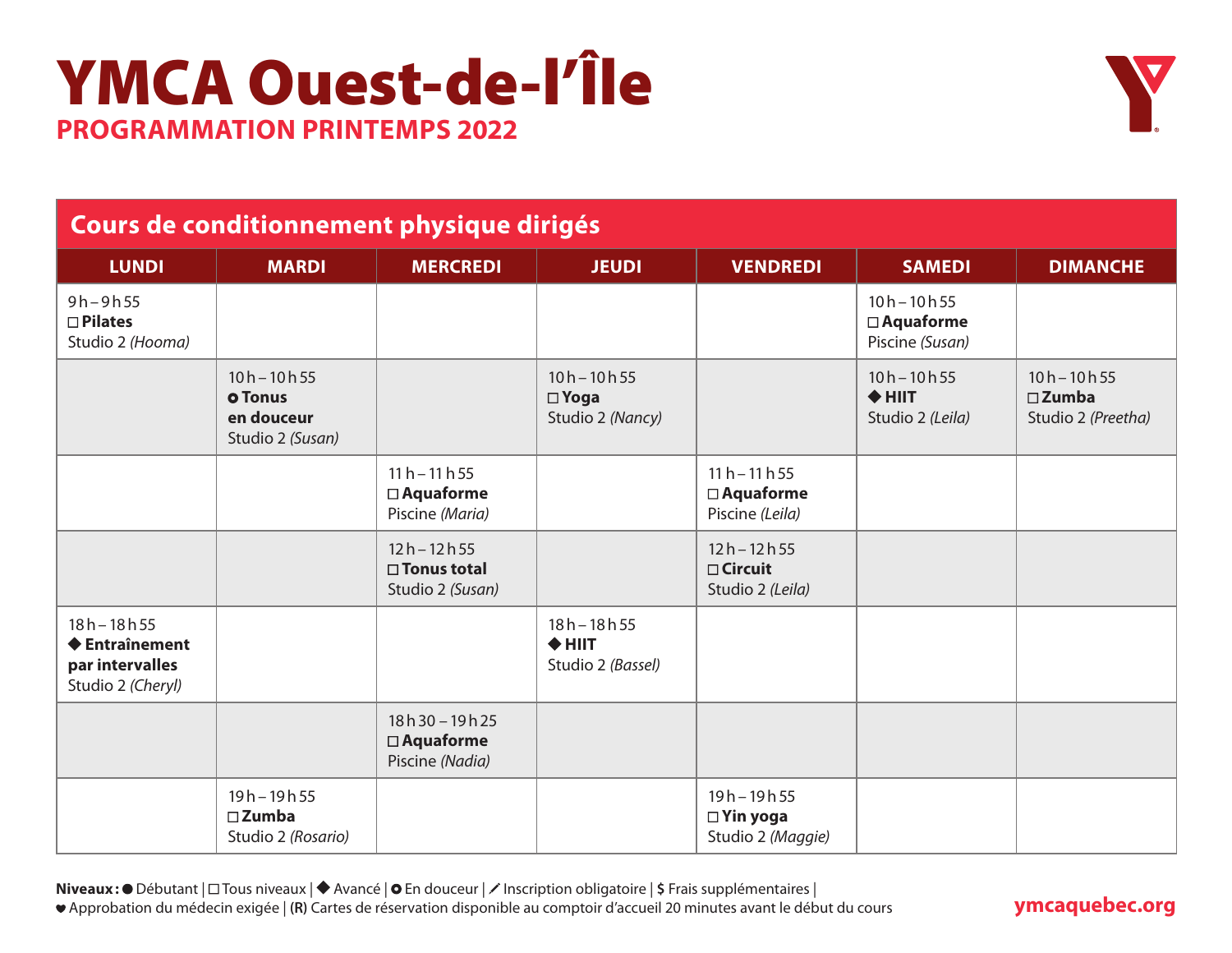# YMCA Ouest-de-l'Île

## PROGRAMMATION PRINTEMPS 2022

### Cours de conditionnement physique dirigés

| LUNDI | MARDI | MERCREDI | JEUDI | VENDREDI | SAMEDI | DIMANCHE |
| --- | --- | --- | --- | --- | --- | --- |
| 9 h – 9 h 55<br>☐ **Pilates**<br>Studio 2 *(Hooma)* | | | | | 10 h – 10 h 55<br>☐ **Aquaforme**<br>Piscine *(Susan)* | |
| | 10 h – 10 h 55<br>⭘ **Tonus en douceur**<br>Studio 2 *(Susan)* | | 10 h – 10 h 55<br>☐ **Yoga**<br>Studio 2 *(Nancy)* | | 10 h – 10 h 55<br>◆ **HIIT**<br>Studio 2 *(Leila)* | 10 h – 10 h 55<br>☐ **Zumba**<br>Studio 2 *(Preetha)* |
| | | 11 h – 11 h 55<br>☐ **Aquaforme**<br>Piscine *(Maria)* | | 11 h – 11 h 55<br>☐ **Aquaforme**<br>Piscine *(Leila)* | | |
| | | 12 h – 12 h 55<br>☐ **Tonus total**<br>Studio 2 *(Susan)* | | 12 h – 12 h 55<br>☐ **Circuit**<br>Studio 2 *(Leila)* | | |
| 18 h – 18 h 55<br>◆ **Entraînement par intervalles**<br>Studio 2 *(Cheryl)* | | | 18 h – 18 h 55<br>◆ **HIIT**<br>Studio 2 *(Bassel)* | | | |
| | | 18 h 30 – 19 h 25<br>☐ **Aquaforme**<br>Piscine *(Nadia)* | | | | |
| | 19 h – 19 h 55<br>☐ **Zumba**<br>Studio 2 *(Rosario)* | | | 19 h – 19 h 55<br>☐ **Yin yoga**<br>Studio 2 *(Maggie)* | | |

**Niveaux :** ● Débutant | ☐ Tous niveaux | ◆ Avancé | ⭘ En douceur | ⁄ Inscription obligatoire | **$** Frais supplémentaires | ♥ Approbation du médecin exigée | **(R)** Cartes de réservation disponible au comptoir d'accueil 20 minutes avant le début du cours

**ymcaquebec.org**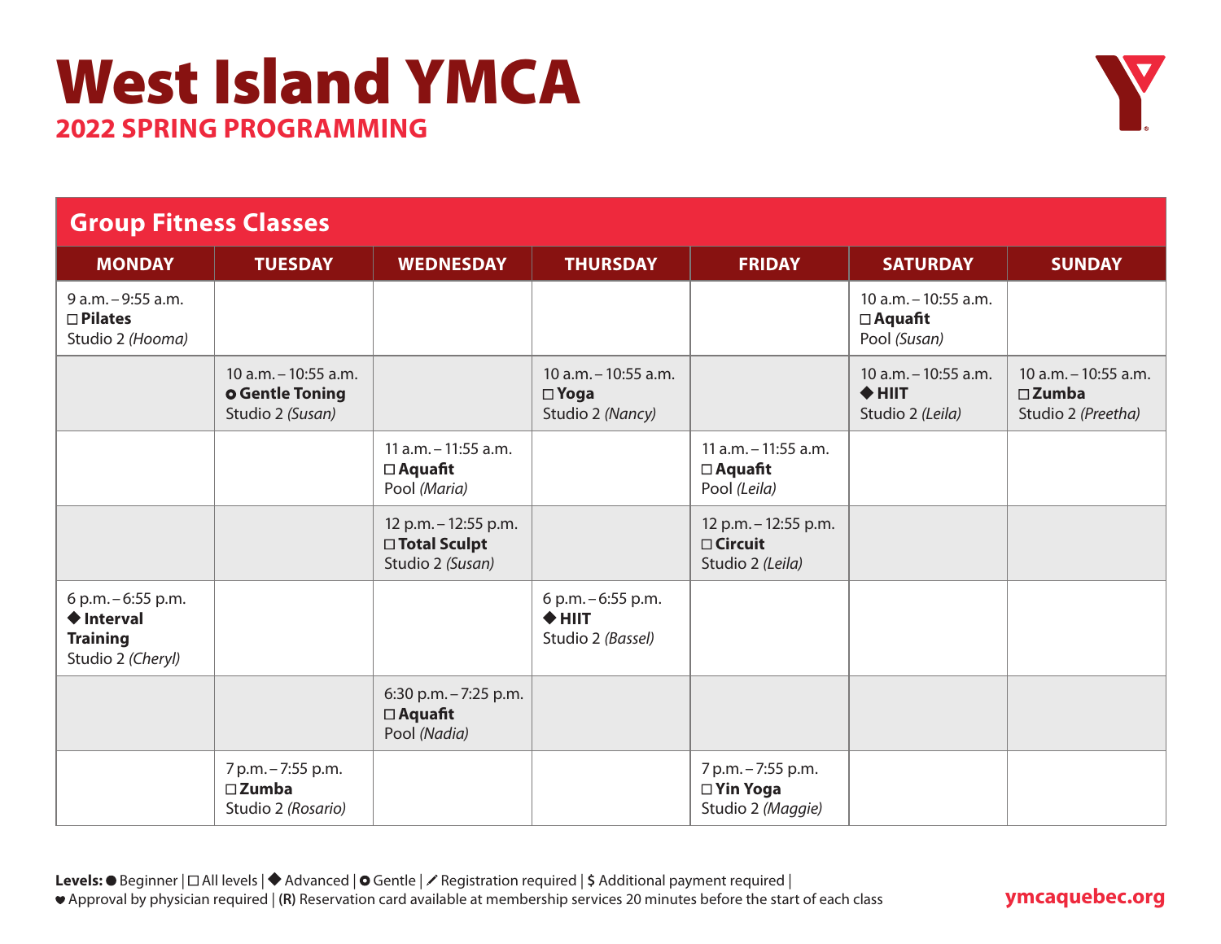# West Island YMCA

## 2022 SPRING PROGRAMMING

## Group Fitness Classes

| MONDAY | TUESDAY | WEDNESDAY | THURSDAY | FRIDAY | SATURDAY | SUNDAY |
|---|---|---|---|---|---|---|
| 9 a.m. – 9:55 a.m.<br>☐ **Pilates**<br>Studio 2 *(Hooma)* | | | | | 10 a.m. – 10:55 a.m.<br>☐ **Aquafit**<br>Pool *(Susan)* | |
| | 10 a.m. – 10:55 a.m.<br>✪ **Gentle Toning**<br>Studio 2 *(Susan)* | | 10 a.m. – 10:55 a.m.<br>☐ **Yoga**<br>Studio 2 *(Nancy)* | | 10 a.m. – 10:55 a.m.<br>◆ **HIIT**<br>Studio 2 *(Leila)* | 10 a.m. – 10:55 a.m.<br>☐ **Zumba**<br>Studio 2 *(Preetha)* |
| | | 11 a.m. – 11:55 a.m.<br>☐ **Aquafit**<br>Pool *(Maria)* | | 11 a.m. – 11:55 a.m.<br>☐ **Aquafit**<br>Pool *(Leila)* | | |
| | | 12 p.m. – 12:55 p.m.<br>☐ **Total Sculpt**<br>Studio 2 *(Susan)* | | 12 p.m. – 12:55 p.m.<br>☐ **Circuit**<br>Studio 2 *(Leila)* | | |
| 6 p.m. – 6:55 p.m.<br>◆ **Interval Training**<br>Studio 2 *(Cheryl)* | | | 6 p.m. – 6:55 p.m.<br>◆ **HIIT**<br>Studio 2 *(Bassel)* | | | |
| | | 6:30 p.m. – 7:25 p.m.<br>☐ **Aquafit**<br>Pool *(Nadia)* | | | | |
| | 7 p.m. – 7:55 p.m.<br>☐ **Zumba**<br>Studio 2 *(Rosario)* | | | 7 p.m. – 7:55 p.m.<br>☐ **Yin Yoga**<br>Studio 2 *(Maggie)* | | |

**Levels:** ● Beginner | ☐ All levels | ◆ Advanced | ✪ Gentle | ✎ Registration required | **$** Additional payment required | ♥ Approval by physician required | **(R)** Reservation card available at membership services 20 minutes before the start of each class

ymcaquebec.org